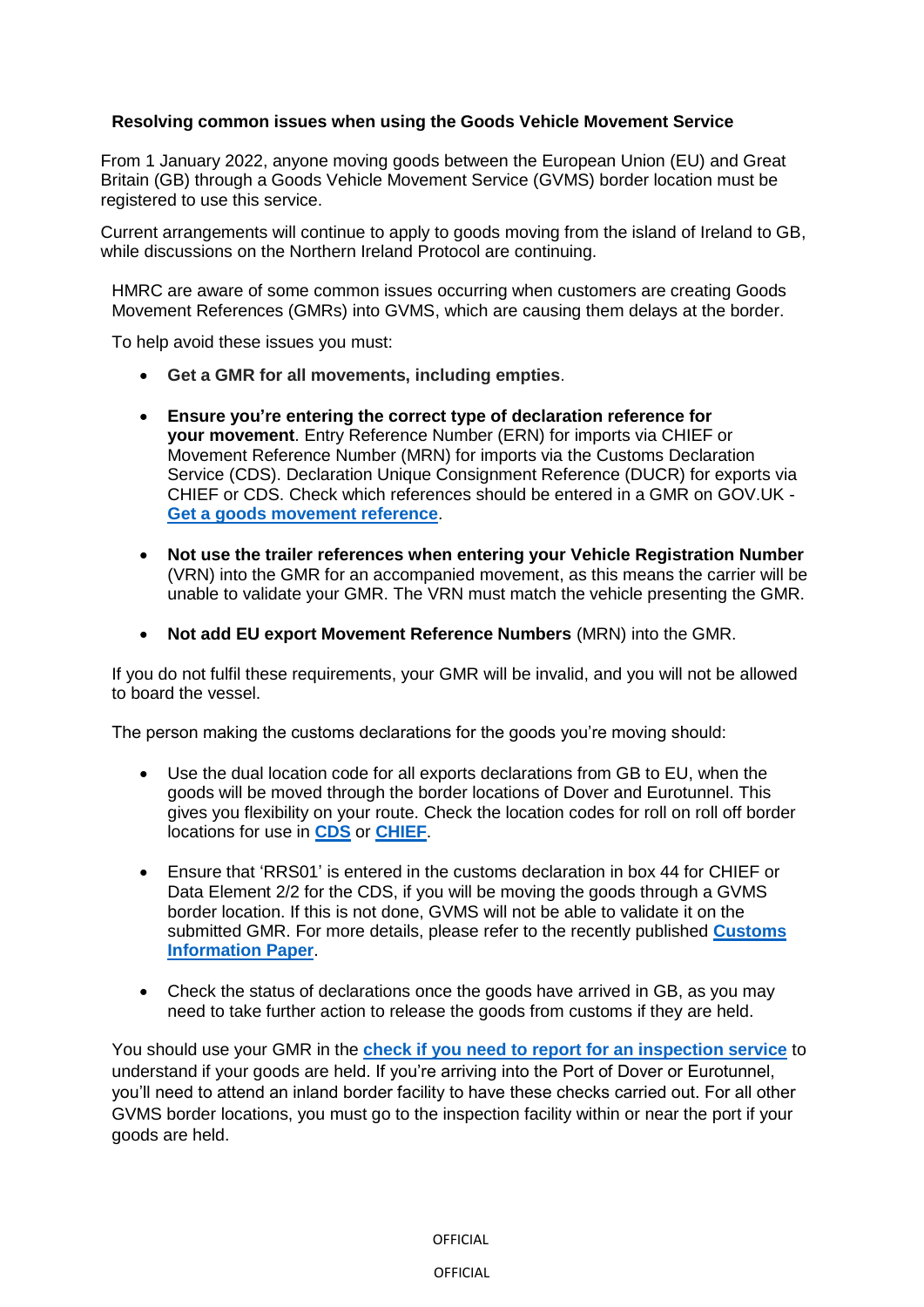# Resolving common issues when using the Goods Vehicle Movement Service

From 1 January 2022, anyone moving goods between the European Union (EU) and Great Britain (GB) through a Goods Vehicle Movement Service (GVMS) border location must be registered to use this service.

Current arrangements will continue to apply to goods moving from the island of Ireland to GB, while discussions on the Northern Ireland Protocol are continuing.

HMRC are aware of some common issues occurring when customers are creating Goods Movement References (GMRs) into GVMS, which are causing them delays at the border.

To help avoid these issues you must:

- **Get a GMR for all movements, including empties**.
- **Ensure you're entering the correct type of declaration reference for your movement**. Entry Reference Number (ERN) for imports via CHIEF or Movement Reference Number (MRN) for imports via the Customs Declaration Service (CDS). Declaration Unique Consignment Reference (DUCR) for exports via CHIEF or CDS. Check which references should be entered in a GMR on GOV.UK - **Get a goods movement reference**.
- **Not use the trailer references when entering your Vehicle Registration Number** (VRN) into the GMR for an accompanied movement, as this means the carrier will be unable to validate your GMR. The VRN must match the vehicle presenting the GMR.
- **Not add EU export Movement Reference Numbers** (MRN) into the GMR.

If you do not fulfil these requirements, your GMR will be invalid, and you will not be allowed to board the vessel.

The person making the customs declarations for the goods you're moving should:

- Use the dual location code for all exports declarations from GB to EU, when the goods will be moved through the border locations of Dover and Eurotunnel. This gives you flexibility on your route. Check the location codes for roll on roll off border locations for use in **CDS** or **CHIEF**.
- Ensure that 'RRS01' is entered in the customs declaration in box 44 for CHIEF or Data Element 2/2 for the CDS, if you will be moving the goods through a GVMS border location. If this is not done, GVMS will not be able to validate it on the submitted GMR. For more details, please refer to the recently published **Customs Information Paper**.
- Check the status of declarations once the goods have arrived in GB, as you may need to take further action to release the goods from customs if they are held.

You should use your GMR in the **check if you need to report for an inspection service** to understand if your goods are held. If you're arriving into the Port of Dover or Eurotunnel, you'll need to attend an inland border facility to have these checks carried out. For all other GVMS border locations, you must go to the inspection facility within or near the port if your goods are held.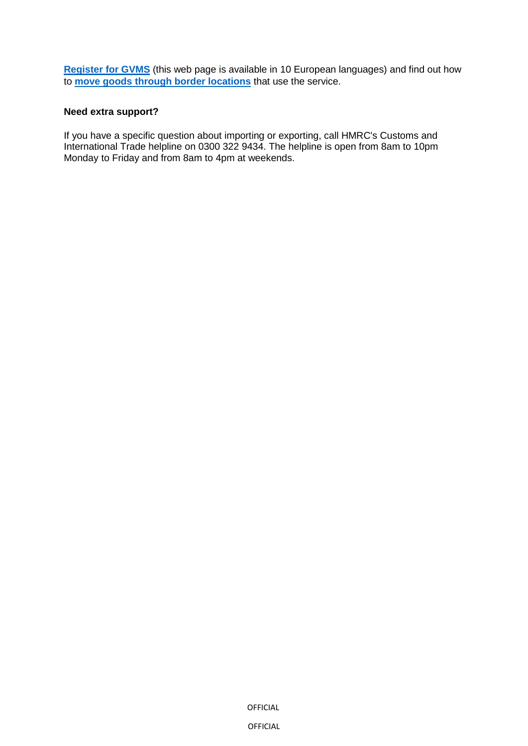**Register for GVMS** (this web page is available in 10 European languages) and find out how to **move goods through border locations** that use the service.

**Need extra support?**

If you have a specific question about importing or exporting, call HMRC's Customs and International Trade helpline on 0300 322 9434. The helpline is open from 8am to 10pm Monday to Friday and from 8am to 4pm at weekends.